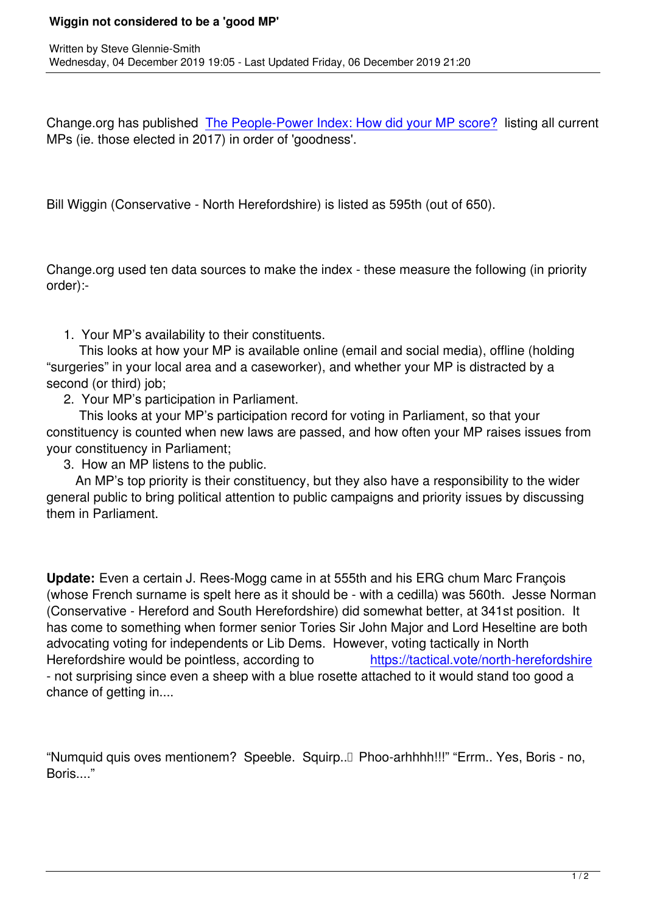# Wiggin not considered to be a 'good MP'

Written by Steve Glennie-Smith
Wednesday, 04 December 2019 19:05 - Last Updated Friday, 06 December 2019 21:20

Change.org has published The People-Power Index: How did your MP score? listing all current MPs (ie. those elected in 2017) in order of 'goodness'.

Bill Wiggin (Conservative - North Herefordshire) is listed as 595th (out of 650).

Change.org used ten data sources to make the index - these measure the following (in priority order):-

1. Your MP's availability to their constituents.
   This looks at how your MP is available online (email and social media), offline (holding "surgeries" in your local area and a caseworker), and whether your MP is distracted by a second (or third) job;
2. Your MP's participation in Parliament.
   This looks at your MP's participation record for voting in Parliament, so that your constituency is counted when new laws are passed, and how often your MP raises issues from your constituency in Parliament;
3. How an MP listens to the public.
   An MP's top priority is their constituency, but they also have a responsibility to the wider general public to bring political attention to public campaigns and priority issues by discussing them in Parliament.

**Update:** Even a certain J. Rees-Mogg came in at 555th and his ERG chum Marc François (whose French surname is spelt here as it should be - with a cedilla) was 560th. Jesse Norman (Conservative - Hereford and South Herefordshire) did somewhat better, at 341st position. It has come to something when former senior Tories Sir John Major and Lord Heseltine are both advocating voting for independents or Lib Dems. However, voting tactically in North Herefordshire would be pointless, according to https://tactical.vote/north-herefordshire - not surprising since even a sheep with a blue rosette attached to it would stand too good a chance of getting in....

"Numquid quis oves mentionem? Speeble. Squirp.. Phoo-arhhhh!!!" "Errm.. Yes, Boris - no, Boris...."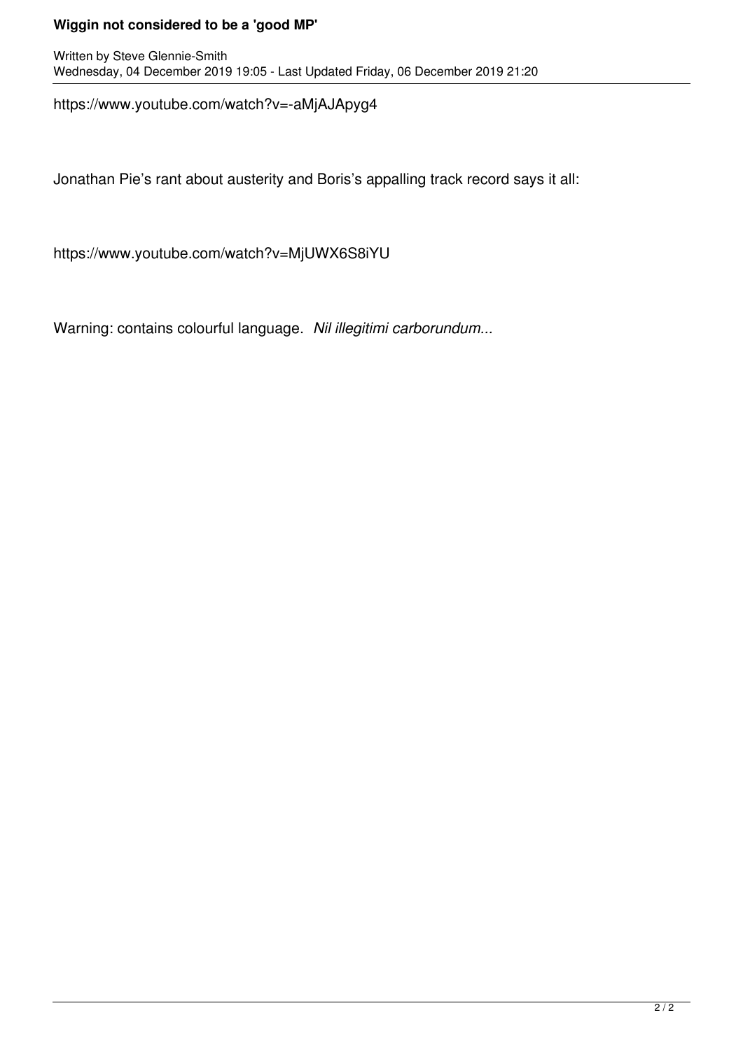https://www.youtube.com/watch?v=-aMjAJApyg4

Jonathan Pie's rant about austerity and Boris's appalling track record says it all:

https://www.youtube.com/watch?v=MjUWX6S8iYU

Warning: contains colourful language. *Nil illegitimi carborundum...*